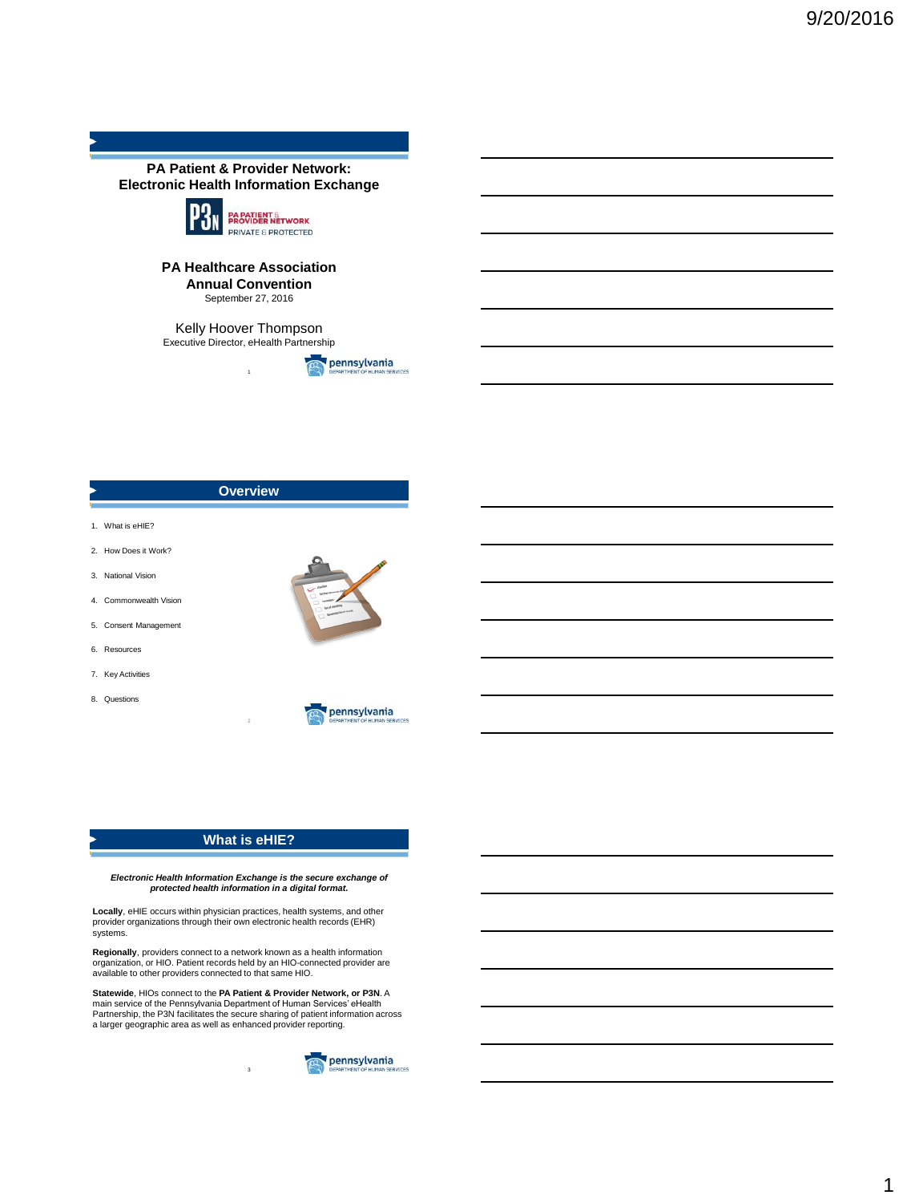## PA Patient & Provider Network: Electronic Health Information Exchange

P3N PA PATIENT & PROVIDER NETWORK PRIVATE & PROTECTED

**PA Healthcare Association Annual Convention**

September 27, 2016

Kelly Hoover Thompson

Executive Director, eHealth Partnership

pennsylvania DEPARTMENT OF HUMAN SERVICES

## Overview

1. What is eHIE?
2. How Does it Work?
3. National Vision
4. Commonwealth Vision
5. Consent Management
6. Resources
7. Key Activities
8. Questions

pennsylvania DEPARTMENT OF HUMAN SERVICES

## What is eHIE?

***Electronic Health Information Exchange is the secure exchange of protected health information in a digital format.***

**Locally**, eHIE occurs within physician practices, health systems, and other provider organizations through their own electronic health records (EHR) systems.

**Regionally**, providers connect to a network known as a health information organization, or HIO. Patient records held by an HIO-connected provider are available to other providers connected to that same HIO.

**Statewide**, HIOs connect to the **PA Patient & Provider Network, or P3N**. A main service of the Pennsylvania Department of Human Services' eHealth Partnership, the P3N facilitates the secure sharing of patient information across a larger geographic area as well as enhanced provider reporting.

pennsylvania DEPARTMENT OF HUMAN SERVICES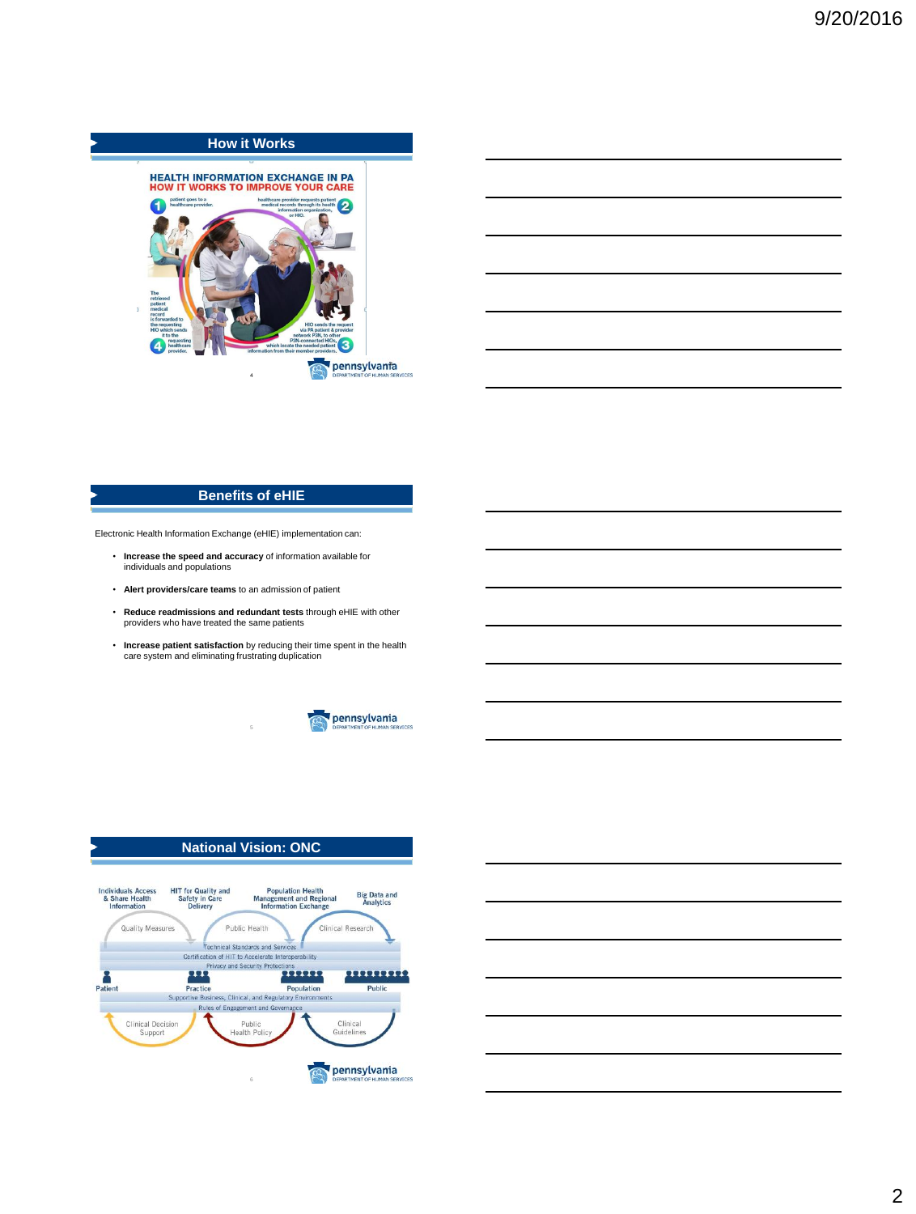## How it Works

**HEALTH INFORMATION EXCHANGE IN PA**
**HOW IT WORKS TO IMPROVE YOUR CARE**

1. patient goes to a healthcare provider.
2. healthcare provider requests patient medical records through its health information organization, or HIO.
3. HIO sends the request via PA patient & provider network P3N, to other P3N-connected HIOs, which locate the needed patient information from their member providers.
4. The retrieved patient medical record is forwarded to the requesting HIO which sends it to the requesting healthcare provider.

## Benefits of eHIE

Electronic Health Information Exchange (eHIE) implementation can:

- **Increase the speed and accuracy** of information available for individuals and populations
- **Alert providers/care teams** to an admission of patient
- **Reduce readmissions and redundant tests** through eHIE with other providers who have treated the same patients
- **Increase patient satisfaction** by reducing their time spent in the health care system and eliminating frustrating duplication

## National Vision: ONC

Individuals Access & Share Health Information | HIT for Quality and Safety in Care Delivery | Population Health Management and Regional Information Exchange | Big Data and Analytics

Quality Measures | Public Health | Clinical Research

Technical Standards and Services
Certification of HIT to Accelerate Interoperability
Privacy and Security Protections

Patient | Practice | Population | Public

Supportive Business, Clinical, and Regulatory Environments
Rules of Engagement and Governance

Clinical Decision Support | Public Health Policy | Clinical Guidelines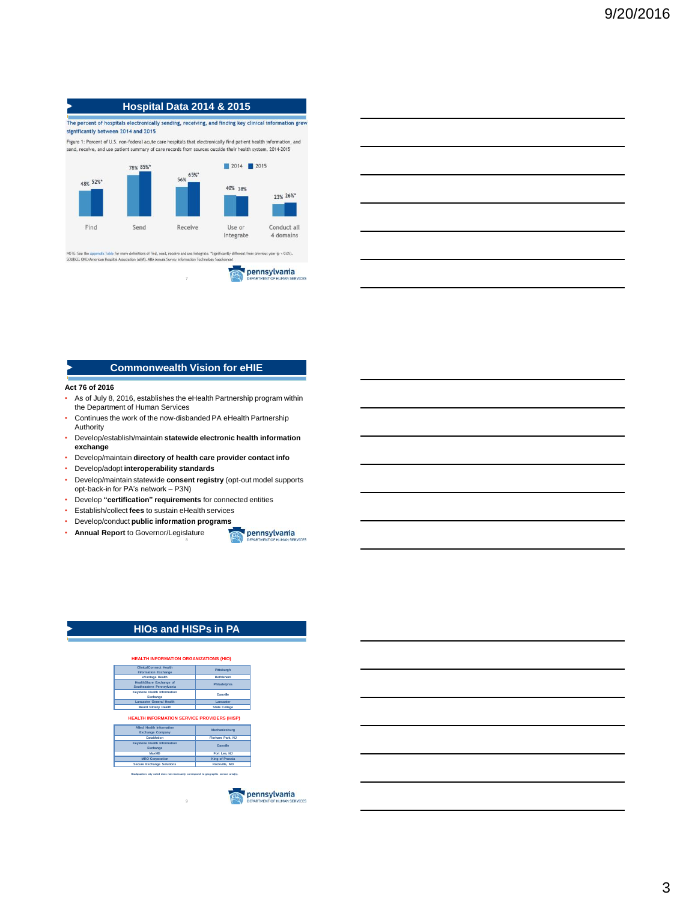## Hospital Data 2014 & 2015

**The percent of hospitals electronically sending, receiving, and finding key clinical information grew significantly between 2014 and 2015**

Figure 1: Percent of U.S. non-federal acute care hospitals that electronically find patient health information, and send, receive, and use patient summary of care records from sources outside their health system, 2014-2015

| | 2014 | 2015 |
|---|---|---|
| Find | 48% | 52%* |
| Send | 78% | 85%* |
| Receive | 56% | 65%* |
| Use or Integrate | 40% | 38% |
| Conduct all 4 domains | 23% | 26%* |

NOTE: See the Appendix Table for more definitions of find, send, receive and use/integrate. *Significantly different from previous year (p < 0.05).
SOURCE: ONC/American Hospital Association (AHA), AHA Annual Survey Information Technology Supplement

## Commonwealth Vision for eHIE

**Act 76 of 2016**

- As of July 8, 2016, establishes the eHealth Partnership program within the Department of Human Services
- Continues the work of the now-disbanded PA eHealth Partnership Authority
- Develop/establish/maintain **statewide electronic health information exchange**
- Develop/maintain **directory of health care provider contact info**
- Develop/adopt **interoperability standards**
- Develop/maintain statewide **consent registry** (opt-out model supports opt-back-in for PA's network – P3N)
- Develop **"certification" requirements** for connected entities
- Establish/collect **fees** to sustain eHealth services
- Develop/conduct **public information programs**
- **Annual Report** to Governor/Legislature

## HIOs and HISPs in PA

**HEALTH INFORMATION ORGANIZATIONS (HIO)**

| | |
|---|---|
| ClinicalConnect Health Information Exchange | Pittsburgh |
| eVantage Health | Bethlehem |
| HealthShare Exchange of Southeastern Pennsylvania | Philadelphia |
| Keystone Health Information Exchange | Danville |
| Lancaster General Health | Lancaster |
| Mount Nittany Health | State College |

**HEALTH INFORMATION SERVICE PROVIDERS (HISP)**

| | |
|---|---|
| Allied Health Information Exchange Company | Mechanicsburg |
| DataMotion | Florham Park, NJ |
| Keystone Health Information Exchange | Danville |
| MaxMD | Fort Lee, NJ |
| MRO Corporation | King of Prussia |
| Secure Exchange Solutions | Rockville, MD |

Headquarters city noted does not necessarily correspond to geographic service area(s).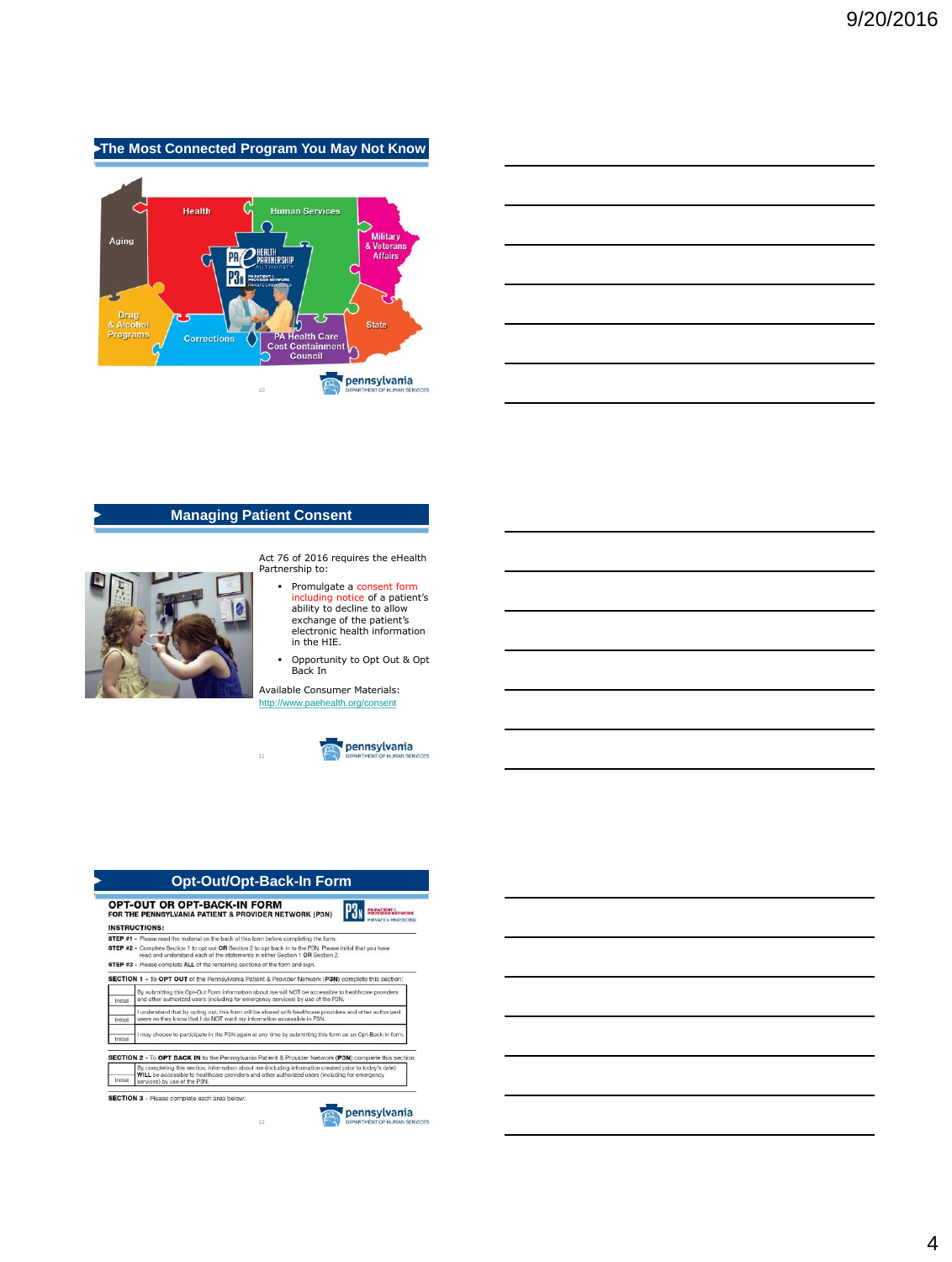## The Most Connected Program You May Not Know

Aging

Health

Human Services

Military & Veterans Affairs

Drug & Alcohol Programs

Corrections

PA Health Care Cost Containment Council

State

## Managing Patient Consent

Act 76 of 2016 requires the eHealth Partnership to:

- Promulgate a consent form including notice of a patient's ability to decline to allow exchange of the patient's electronic health information in the HIE.
- Opportunity to Opt Out & Opt Back In

Available Consumer Materials: http://www.paehealth.org/consent

## Opt-Out/Opt-Back-In Form

**OPT-OUT OR OPT-BACK-IN FORM**
**FOR THE PENNSYLVANIA PATIENT & PROVIDER NETWORK (P3N)**

**INSTRUCTIONS:**

**STEP #1** - Please read the material on the back of this form before completing the form.

**STEP #2** - Complete Section 1 to opt out **OR** Section 2 to opt back in to the P3N. Please initial that you have read and understand each of the statements in either Section 1 **OR** Section 2.

**STEP #3** - Please complete **ALL** of the remaining sections of the form and sign.

**SECTION 1** - To **OPT OUT** of the Pennsylvania Patient & Provider Network (**P3N**) complete this section:

| | |
|---|---|
| Initial | By submitting this Opt-Out Form information about me will NOT be accessible to healthcare providers and other authorized users (including for emergency services) by use of the P3N. |
| Initial | I understand that by opting out, this form will be shared with healthcare providers and other authorized users so they know that I do NOT want my information accessible in P3N. |
| Initial | I may choose to participate in the P3N again at any time by submitting this form as an Opt-Back-In form. |

**SECTION 2** - To **OPT BACK IN** to the Pennsylvania Patient & Provider Network (**P3N**) complete this section:

| | |
|---|---|
| Initial | By completing this section, information about me (including information created prior to today's date) **WILL** be accessible to healthcare providers and other authorized users (including for emergency services) by use of the P3N. |

**SECTION 3** - Please complete each area below: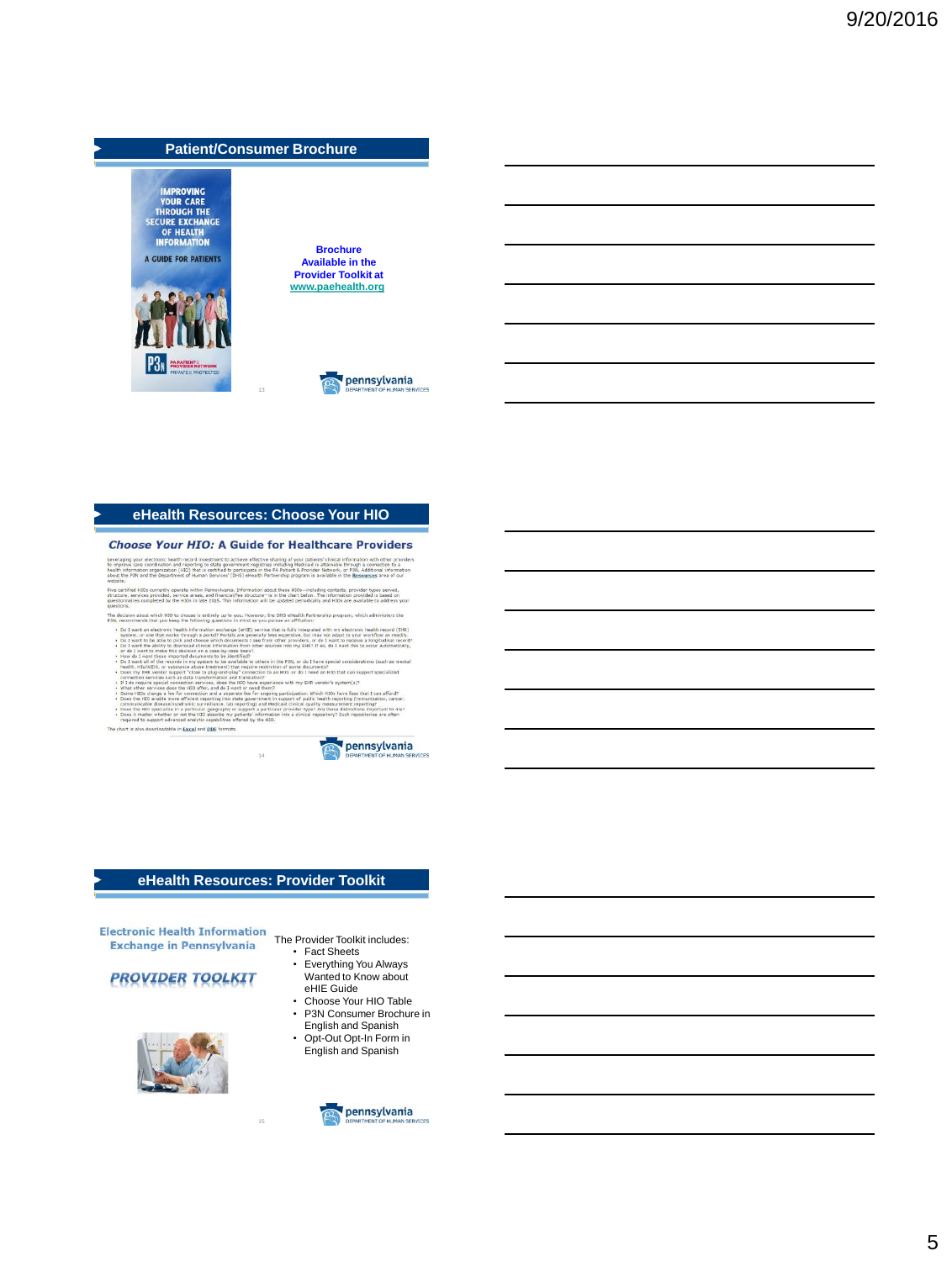## Patient/Consumer Brochure

IMPROVING YOUR CARE THROUGH THE SECURE EXCHANGE OF HEALTH INFORMATION

A GUIDE FOR PATIENTS

**Brochure Available in the Provider Toolkit at [www.paehealth.org](www.paehealth.org)**

## eHealth Resources: Choose Your HIO

### *Choose Your HIO:* A Guide for Healthcare Providers

## eHealth Resources: Provider Toolkit

**Electronic Health Information Exchange in Pennsylvania**

***PROVIDER TOOLKIT***

The Provider Toolkit includes:

- Fact Sheets
- Everything You Always Wanted to Know about eHIE Guide
- Choose Your HIO Table
- P3N Consumer Brochure in English and Spanish
- Opt-Out Opt-In Form in English and Spanish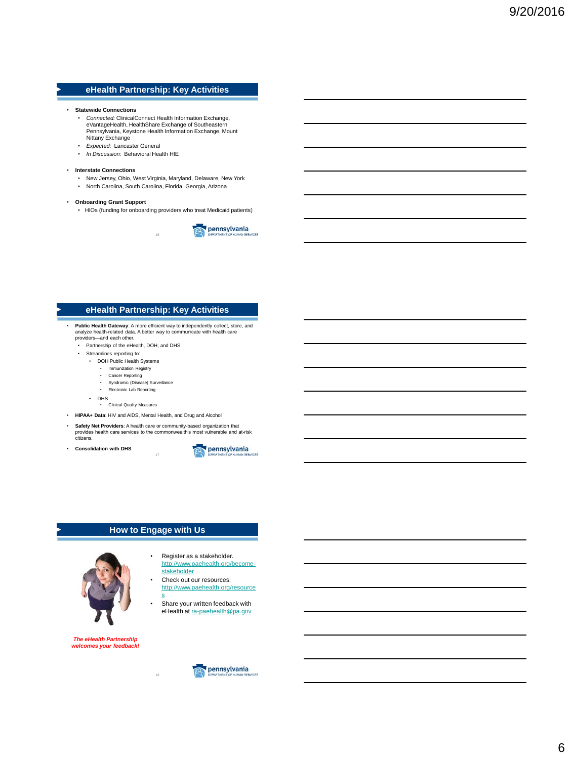## eHealth Partnership: Key Activities

- **Statewide Connections**
  - *Connected:* ClinicalConnect Health Information Exchange, eVantageHealth, HealthShare Exchange of Southeastern Pennsylvania, Keystone Health Information Exchange, Mount Nittany Exchange
  - *Expected:* Lancaster General
  - *In Discussion:* Behavioral Health HIE
- **Interstate Connections**
  - New Jersey, Ohio, West Virginia, Maryland, Delaware, New York
  - North Carolina, South Carolina, Florida, Georgia, Arizona
- **Onboarding Grant Support**
  - HIOs (funding for onboarding providers who treat Medicaid patients)

pennsylvania DEPARTMENT OF HUMAN SERVICES

## eHealth Partnership: Key Activities

- **Public Health Gateway**: A more efficient way to independently collect, store, and analyze health-related data. A better way to communicate with health care providers—and each other.
  - Partnership of the eHealth, DOH, and DHS
  - Streamlines reporting to:
    - DOH Public Health Systems
      - Immunization Registry
      - Cancer Reporting
      - Syndromic (Disease) Surveillance
      - Electronic Lab Reporting
    - DHS
      - Clinical Quality Measures
- **HIPAA+ Data**: HIV and AIDS, Mental Health, and Drug and Alcohol
- **Safety Net Providers**: A health care or community-based organization that provides health care services to the commonwealth's most vulnerable and at-risk citizens.
- **Consolidation with DHS**

pennsylvania DEPARTMENT OF HUMAN SERVICES

## How to Engage with Us

- Register as a stakeholder. http://www.paehealth.org/become-stakeholder
- Check out our resources: http://www.paehealth.org/resources
- Share your written feedback with eHealth at ra-paehealth@pa.gov

***The eHealth Partnership welcomes your feedback!***

pennsylvania DEPARTMENT OF HUMAN SERVICES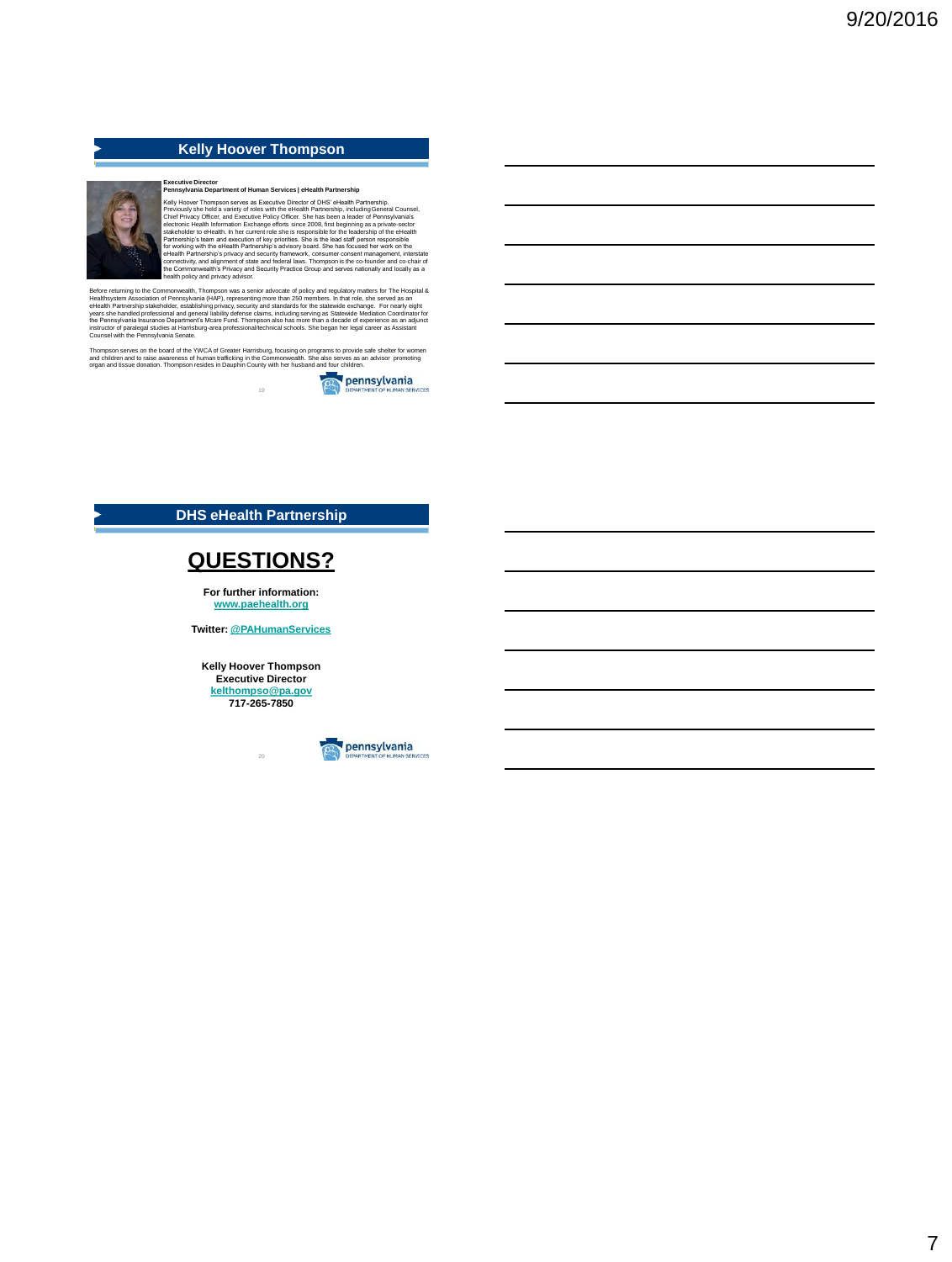## Kelly Hoover Thompson

**Executive Director**
**Pennsylvania Department of Human Services | eHealth Partnership**

Kelly Hoover Thompson serves as Executive Director of DHS' eHealth Partnership. Previously she held a variety of roles with the eHealth Partnership, including General Counsel, Chief Privacy Officer, and Executive Policy Officer. She has been a leader of Pennsylvania's electronic Health Information Exchange efforts since 2008, first beginning as a private-sector stakeholder to eHealth. In her current role she is responsible for the leadership of the eHealth Partnership's team and execution of key priorities. She is the lead staff person responsible for working with the eHealth Partnership's advisory board. She has focused her work on the eHealth Partnership's privacy and security framework, consumer consent management, interstate connectivity, and alignment of state and federal laws. Thompson is the co-founder and co-chair of the Commonwealth's Privacy and Security Practice Group and serves nationally and locally as a health policy and privacy advisor.

Before returning to the Commonwealth, Thompson was a senior advocate of policy and regulatory matters for The Hospital & Healthsystem Association of Pennsylvania (HAP), representing more than 250 members. In that role, she served as an eHealth Partnership stakeholder, establishing privacy, security and standards for the statewide exchange. For nearly eight years she handled professional and general liability defense claims, including serving as Statewide Mediation Coordinator for the Pennsylvania Insurance Department's Mcare Fund. Thompson also has more than a decade of experience as an adjunct instructor of paralegal studies at Harrisburg-area professional/technical schools. She began her legal career as Assistant Counsel with the Pennsylvania Senate.

Thompson serves on the board of the YWCA of Greater Harrisburg, focusing on programs to provide safe shelter for women and children and to raise awareness of human trafficking in the Commonwealth. She also serves as an advisor promoting organ and tissue donation. Thompson resides in Dauphin County with her husband and four children.

pennsylvania DEPARTMENT OF HUMAN SERVICES

## DHS eHealth Partnership

# QUESTIONS?

**For further information:**
www.paehealth.org

**Twitter:** @PAHumanServices

**Kelly Hoover Thompson**
**Executive Director**
kelthompso@pa.gov
**717-265-7850**

pennsylvania DEPARTMENT OF HUMAN SERVICES